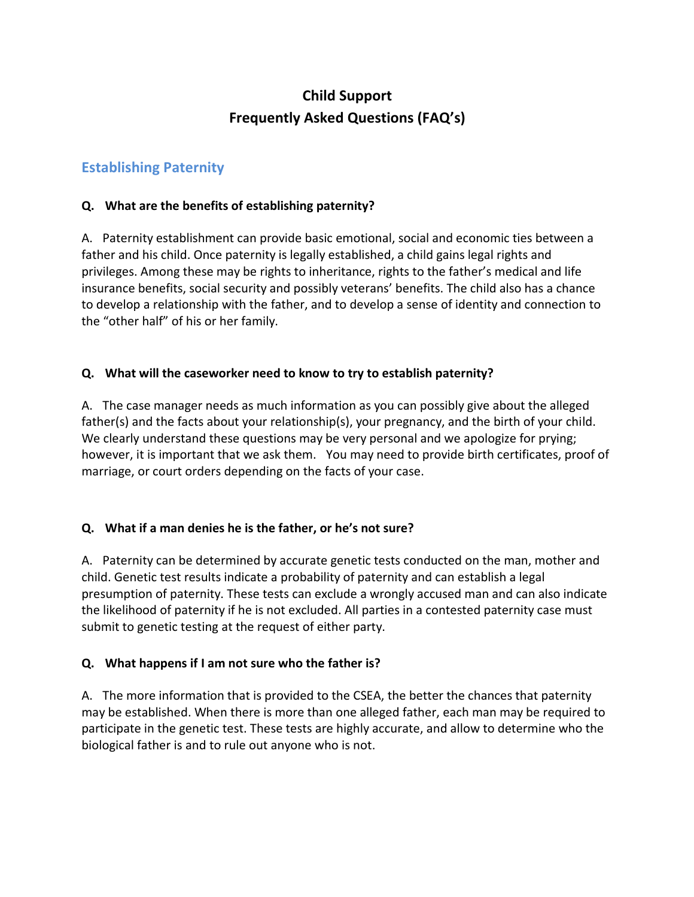# Child Support
# Frequently Asked Questions (FAQ's)

## Establishing Paternity

**Q. What are the benefits of establishing paternity?**

A. Paternity establishment can provide basic emotional, social and economic ties between a father and his child. Once paternity is legally established, a child gains legal rights and privileges. Among these may be rights to inheritance, rights to the father's medical and life insurance benefits, social security and possibly veterans' benefits. The child also has a chance to develop a relationship with the father, and to develop a sense of identity and connection to the "other half" of his or her family.

**Q. What will the caseworker need to know to try to establish paternity?**

A. The case manager needs as much information as you can possibly give about the alleged father(s) and the facts about your relationship(s), your pregnancy, and the birth of your child. We clearly understand these questions may be very personal and we apologize for prying; however, it is important that we ask them. You may need to provide birth certificates, proof of marriage, or court orders depending on the facts of your case.

**Q. What if a man denies he is the father, or he's not sure?**

A. Paternity can be determined by accurate genetic tests conducted on the man, mother and child. Genetic test results indicate a probability of paternity and can establish a legal presumption of paternity. These tests can exclude a wrongly accused man and can also indicate the likelihood of paternity if he is not excluded. All parties in a contested paternity case must submit to genetic testing at the request of either party.

**Q. What happens if I am not sure who the father is?**

A. The more information that is provided to the CSEA, the better the chances that paternity may be established. When there is more than one alleged father, each man may be required to participate in the genetic test. These tests are highly accurate, and allow to determine who the biological father is and to rule out anyone who is not.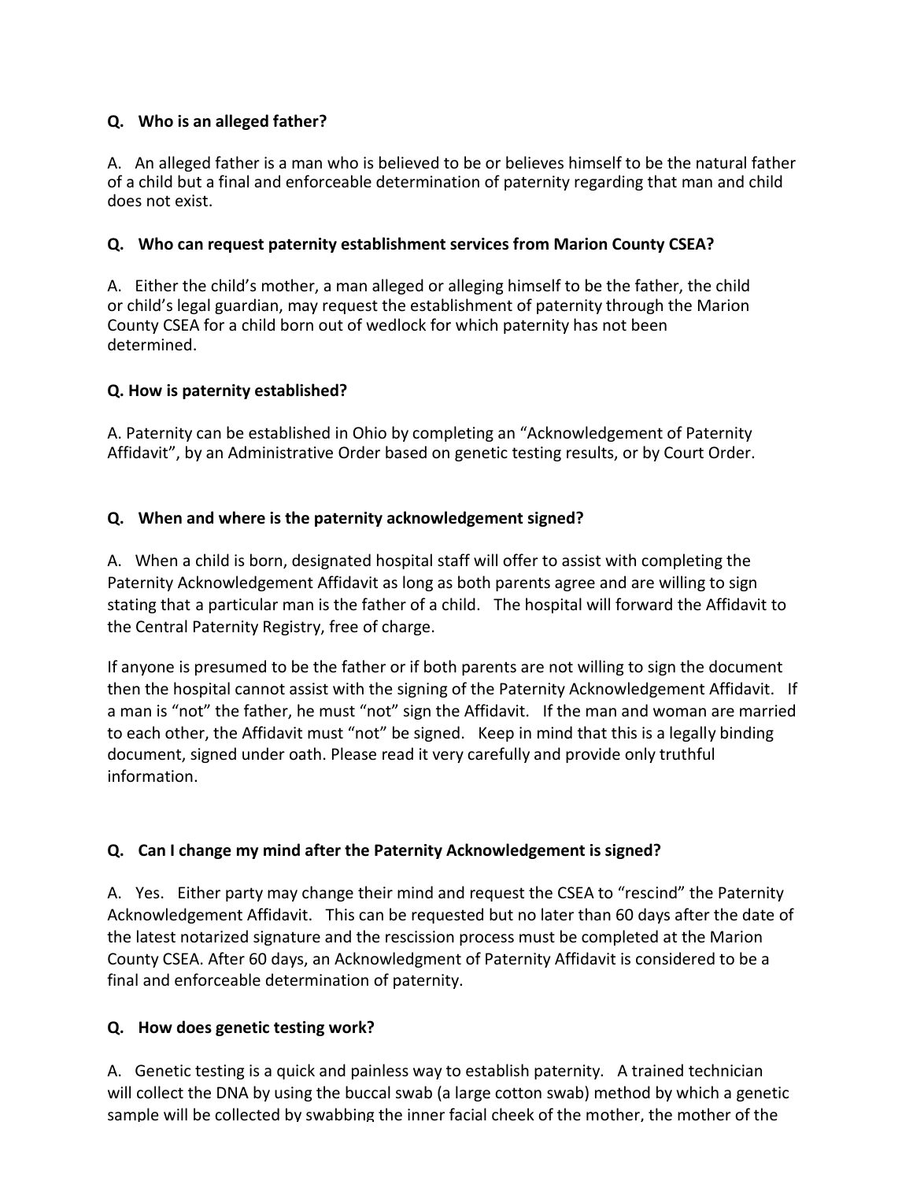**Q. Who is an alleged father?**

A. An alleged father is a man who is believed to be or believes himself to be the natural father of a child but a final and enforceable determination of paternity regarding that man and child does not exist.

**Q. Who can request paternity establishment services from Marion County CSEA?**

A. Either the child's mother, a man alleged or alleging himself to be the father, the child or child's legal guardian, may request the establishment of paternity through the Marion County CSEA for a child born out of wedlock for which paternity has not been determined.

**Q. How is paternity established?**

A. Paternity can be established in Ohio by completing an "Acknowledgement of Paternity Affidavit", by an Administrative Order based on genetic testing results, or by Court Order.

**Q. When and where is the paternity acknowledgement signed?**

A. When a child is born, designated hospital staff will offer to assist with completing the Paternity Acknowledgement Affidavit as long as both parents agree and are willing to sign stating that a particular man is the father of a child. The hospital will forward the Affidavit to the Central Paternity Registry, free of charge.

If anyone is presumed to be the father or if both parents are not willing to sign the document then the hospital cannot assist with the signing of the Paternity Acknowledgement Affidavit. If a man is "not" the father, he must "not" sign the Affidavit. If the man and woman are married to each other, the Affidavit must "not" be signed. Keep in mind that this is a legally binding document, signed under oath. Please read it very carefully and provide only truthful information.

**Q. Can I change my mind after the Paternity Acknowledgement is signed?**

A. Yes. Either party may change their mind and request the CSEA to "rescind" the Paternity Acknowledgement Affidavit. This can be requested but no later than 60 days after the date of the latest notarized signature and the rescission process must be completed at the Marion County CSEA. After 60 days, an Acknowledgment of Paternity Affidavit is considered to be a final and enforceable determination of paternity.

**Q. How does genetic testing work?**

A. Genetic testing is a quick and painless way to establish paternity. A trained technician will collect the DNA by using the buccal swab (a large cotton swab) method by which a genetic sample will be collected by swabbing the inner facial cheek of the mother, the mother of the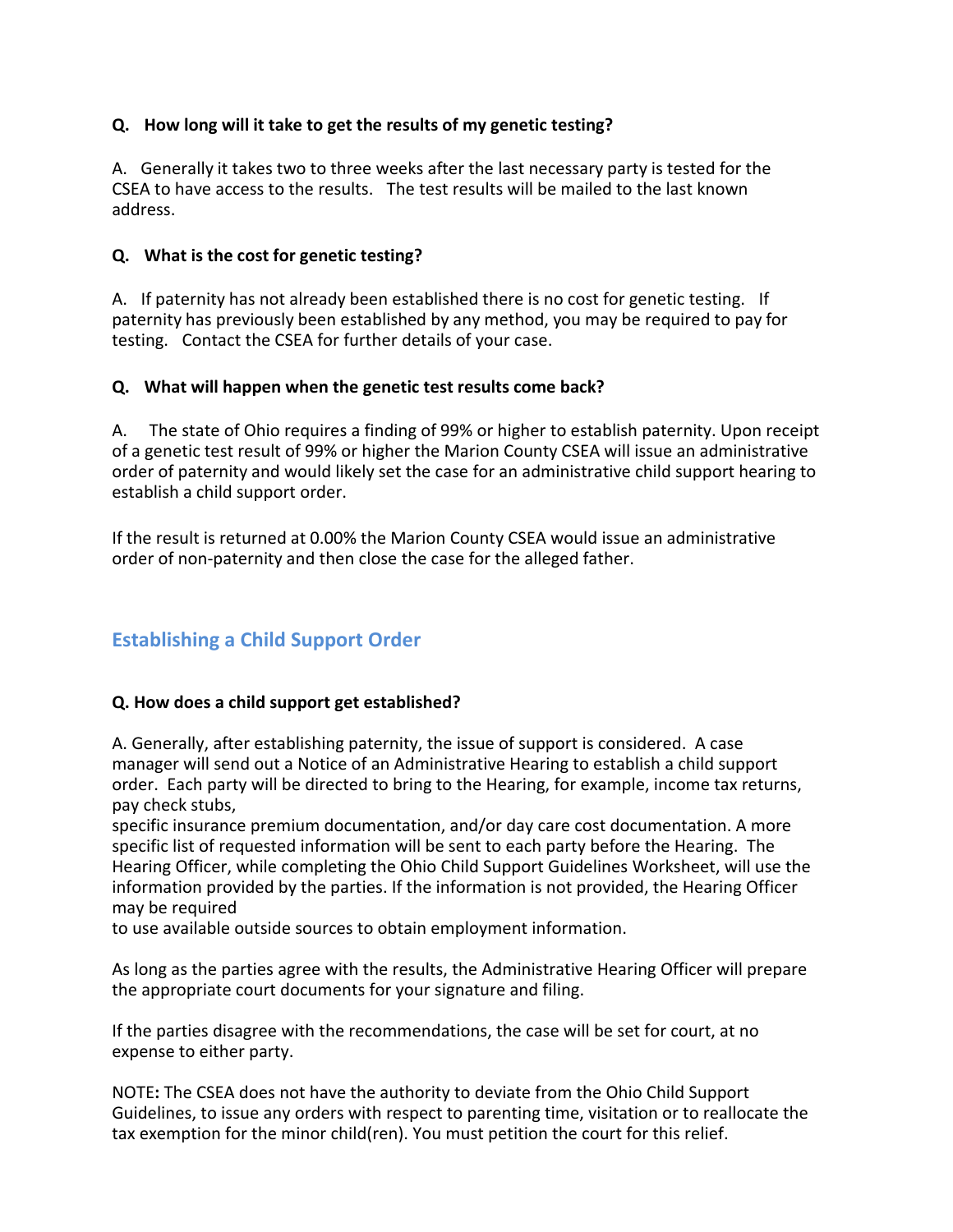**Q. How long will it take to get the results of my genetic testing?**

A. Generally it takes two to three weeks after the last necessary party is tested for the CSEA to have access to the results. The test results will be mailed to the last known address.

**Q. What is the cost for genetic testing?**

A. If paternity has not already been established there is no cost for genetic testing. If paternity has previously been established by any method, you may be required to pay for testing. Contact the CSEA for further details of your case.

**Q. What will happen when the genetic test results come back?**

A. The state of Ohio requires a finding of 99% or higher to establish paternity. Upon receipt of a genetic test result of 99% or higher the Marion County CSEA will issue an administrative order of paternity and would likely set the case for an administrative child support hearing to establish a child support order.

If the result is returned at 0.00% the Marion County CSEA would issue an administrative order of non-paternity and then close the case for the alleged father.

## Establishing a Child Support Order

**Q. How does a child support get established?**

A. Generally, after establishing paternity, the issue of support is considered. A case manager will send out a Notice of an Administrative Hearing to establish a child support order. Each party will be directed to bring to the Hearing, for example, income tax returns, pay check stubs, specific insurance premium documentation, and/or day care cost documentation. A more specific list of requested information will be sent to each party before the Hearing. The Hearing Officer, while completing the Ohio Child Support Guidelines Worksheet, will use the information provided by the parties. If the information is not provided, the Hearing Officer may be required to use available outside sources to obtain employment information.

As long as the parties agree with the results, the Administrative Hearing Officer will prepare the appropriate court documents for your signature and filing.

If the parties disagree with the recommendations, the case will be set for court, at no expense to either party.

NOTE**:** The CSEA does not have the authority to deviate from the Ohio Child Support Guidelines, to issue any orders with respect to parenting time, visitation or to reallocate the tax exemption for the minor child(ren). You must petition the court for this relief.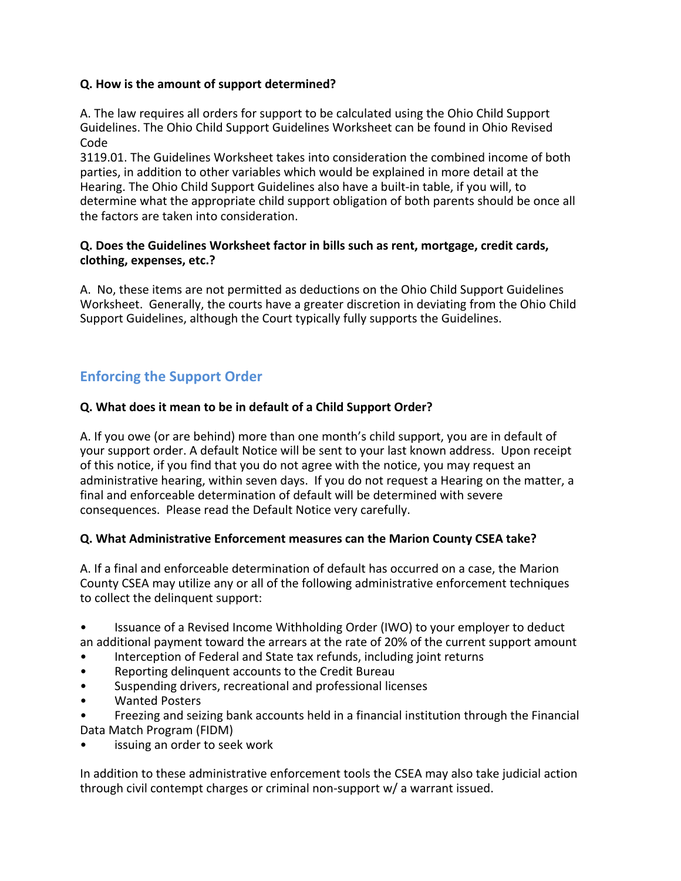**Q. How is the amount of support determined?**

A. The law requires all orders for support to be calculated using the Ohio Child Support Guidelines. The Ohio Child Support Guidelines Worksheet can be found in Ohio Revised Code 3119.01. The Guidelines Worksheet takes into consideration the combined income of both parties, in addition to other variables which would be explained in more detail at the Hearing. The Ohio Child Support Guidelines also have a built-in table, if you will, to determine what the appropriate child support obligation of both parents should be once all the factors are taken into consideration.

**Q. Does the Guidelines Worksheet factor in bills such as rent, mortgage, credit cards, clothing, expenses, etc.?**

A. No, these items are not permitted as deductions on the Ohio Child Support Guidelines Worksheet. Generally, the courts have a greater discretion in deviating from the Ohio Child Support Guidelines, although the Court typically fully supports the Guidelines.

## Enforcing the Support Order

**Q. What does it mean to be in default of a Child Support Order?**

A. If you owe (or are behind) more than one month's child support, you are in default of your support order. A default Notice will be sent to your last known address. Upon receipt of this notice, if you find that you do not agree with the notice, you may request an administrative hearing, within seven days. If you do not request a Hearing on the matter, a final and enforceable determination of default will be determined with severe consequences. Please read the Default Notice very carefully.

**Q. What Administrative Enforcement measures can the Marion County CSEA take?**

A. If a final and enforceable determination of default has occurred on a case, the Marion County CSEA may utilize any or all of the following administrative enforcement techniques to collect the delinquent support:

- Issuance of a Revised Income Withholding Order (IWO) to your employer to deduct an additional payment toward the arrears at the rate of 20% of the current support amount
- Interception of Federal and State tax refunds, including joint returns
- Reporting delinquent accounts to the Credit Bureau
- Suspending drivers, recreational and professional licenses
- Wanted Posters
- Freezing and seizing bank accounts held in a financial institution through the Financial Data Match Program (FIDM)
- issuing an order to seek work

In addition to these administrative enforcement tools the CSEA may also take judicial action through civil contempt charges or criminal non-support w/ a warrant issued.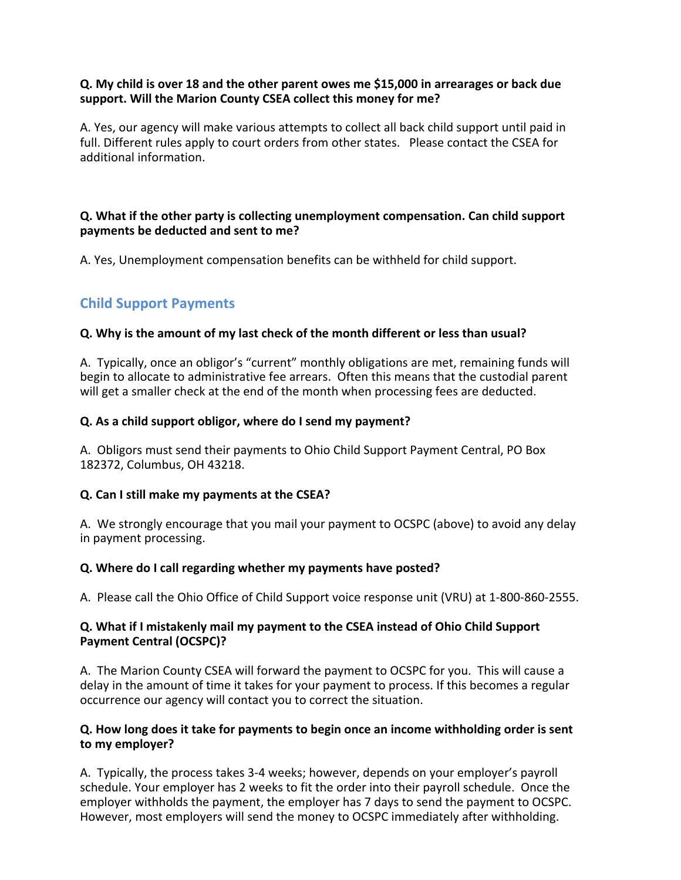**Q. My child is over 18 and the other parent owes me $15,000 in arrearages or back due support. Will the Marion County CSEA collect this money for me?**

A. Yes, our agency will make various attempts to collect all back child support until paid in full. Different rules apply to court orders from other states. Please contact the CSEA for additional information.

**Q. What if the other party is collecting unemployment compensation. Can child support payments be deducted and sent to me?**

A. Yes, Unemployment compensation benefits can be withheld for child support.

## Child Support Payments

**Q. Why is the amount of my last check of the month different or less than usual?**

A. Typically, once an obligor's "current" monthly obligations are met, remaining funds will begin to allocate to administrative fee arrears. Often this means that the custodial parent will get a smaller check at the end of the month when processing fees are deducted.

**Q. As a child support obligor, where do I send my payment?**

A. Obligors must send their payments to Ohio Child Support Payment Central, PO Box 182372, Columbus, OH 43218.

**Q. Can I still make my payments at the CSEA?**

A. We strongly encourage that you mail your payment to OCSPC (above) to avoid any delay in payment processing.

**Q. Where do I call regarding whether my payments have posted?**

A. Please call the Ohio Office of Child Support voice response unit (VRU) at 1-800-860-2555.

**Q. What if I mistakenly mail my payment to the CSEA instead of Ohio Child Support Payment Central (OCSPC)?**

A. The Marion County CSEA will forward the payment to OCSPC for you. This will cause a delay in the amount of time it takes for your payment to process. If this becomes a regular occurrence our agency will contact you to correct the situation.

**Q. How long does it take for payments to begin once an income withholding order is sent to my employer?**

A. Typically, the process takes 3-4 weeks; however, depends on your employer's payroll schedule. Your employer has 2 weeks to fit the order into their payroll schedule. Once the employer withholds the payment, the employer has 7 days to send the payment to OCSPC. However, most employers will send the money to OCSPC immediately after withholding.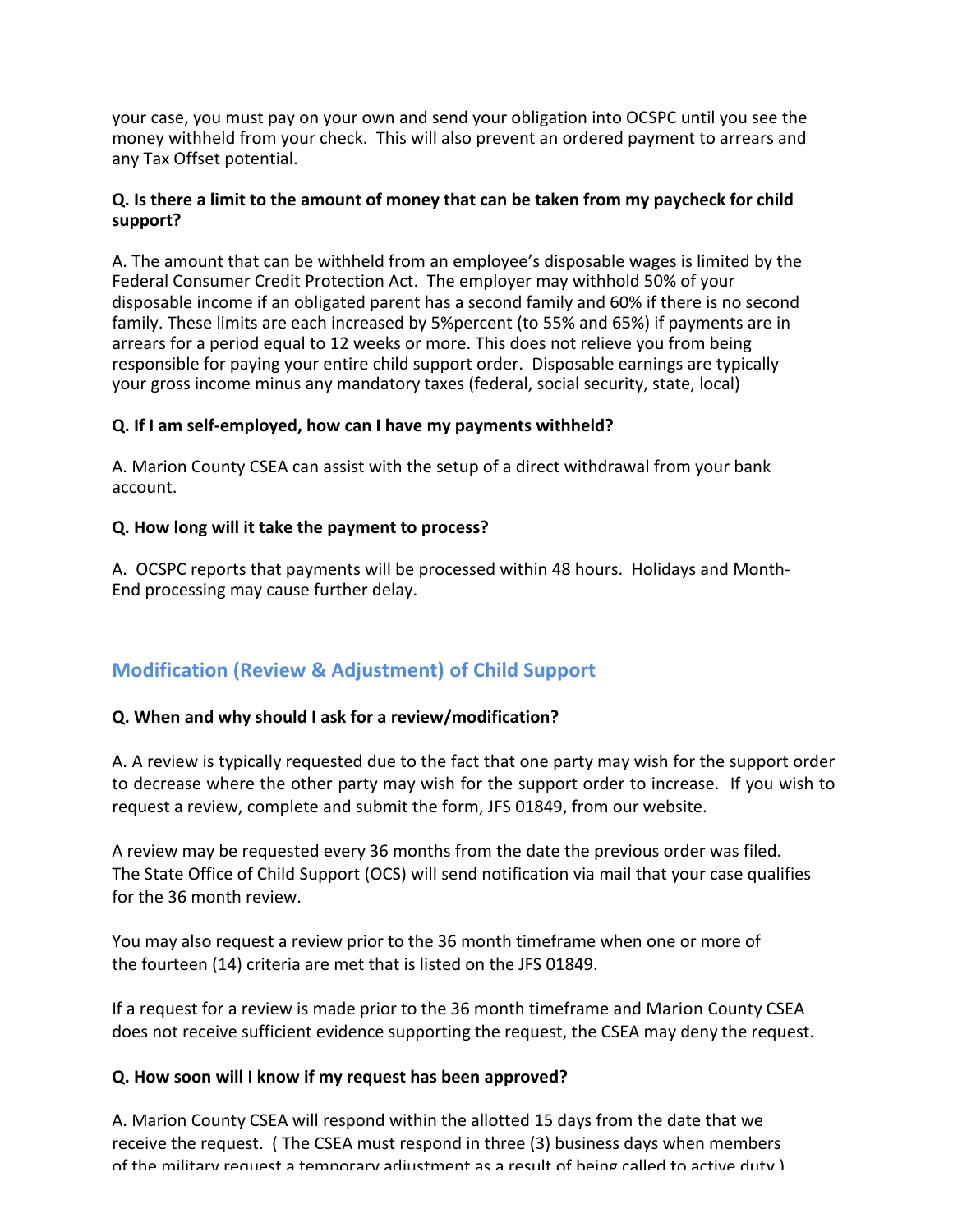your case, you must pay on your own and send your obligation into OCSPC until you see the money withheld from your check. This will also prevent an ordered payment to arrears and any Tax Offset potential.

**Q. Is there a limit to the amount of money that can be taken from my paycheck for child support?**

A. The amount that can be withheld from an employee's disposable wages is limited by the Federal Consumer Credit Protection Act. The employer may withhold 50% of your disposable income if an obligated parent has a second family and 60% if there is no second family. These limits are each increased by 5%percent (to 55% and 65%) if payments are in arrears for a period equal to 12 weeks or more. This does not relieve you from being responsible for paying your entire child support order. Disposable earnings are typically your gross income minus any mandatory taxes (federal, social security, state, local)

**Q. If I am self-employed, how can I have my payments withheld?**

A. Marion County CSEA can assist with the setup of a direct withdrawal from your bank account.

**Q. How long will it take the payment to process?**

A. OCSPC reports that payments will be processed within 48 hours. Holidays and Month-End processing may cause further delay.

## Modification (Review & Adjustment) of Child Support

**Q. When and why should I ask for a review/modification?**

A. A review is typically requested due to the fact that one party may wish for the support order to decrease where the other party may wish for the support order to increase. If you wish to request a review, complete and submit the form, JFS 01849, from our website.

A review may be requested every 36 months from the date the previous order was filed. The State Office of Child Support (OCS) will send notification via mail that your case qualifies for the 36 month review.

You may also request a review prior to the 36 month timeframe when one or more of the fourteen (14) criteria are met that is listed on the JFS 01849.

If a request for a review is made prior to the 36 month timeframe and Marion County CSEA does not receive sufficient evidence supporting the request, the CSEA may deny the request.

**Q. How soon will I know if my request has been approved?**

A. Marion County CSEA will respond within the allotted 15 days from the date that we receive the request. ( The CSEA must respond in three (3) business days when members of the military request a temporary adjustment as a result of being called to active duty.)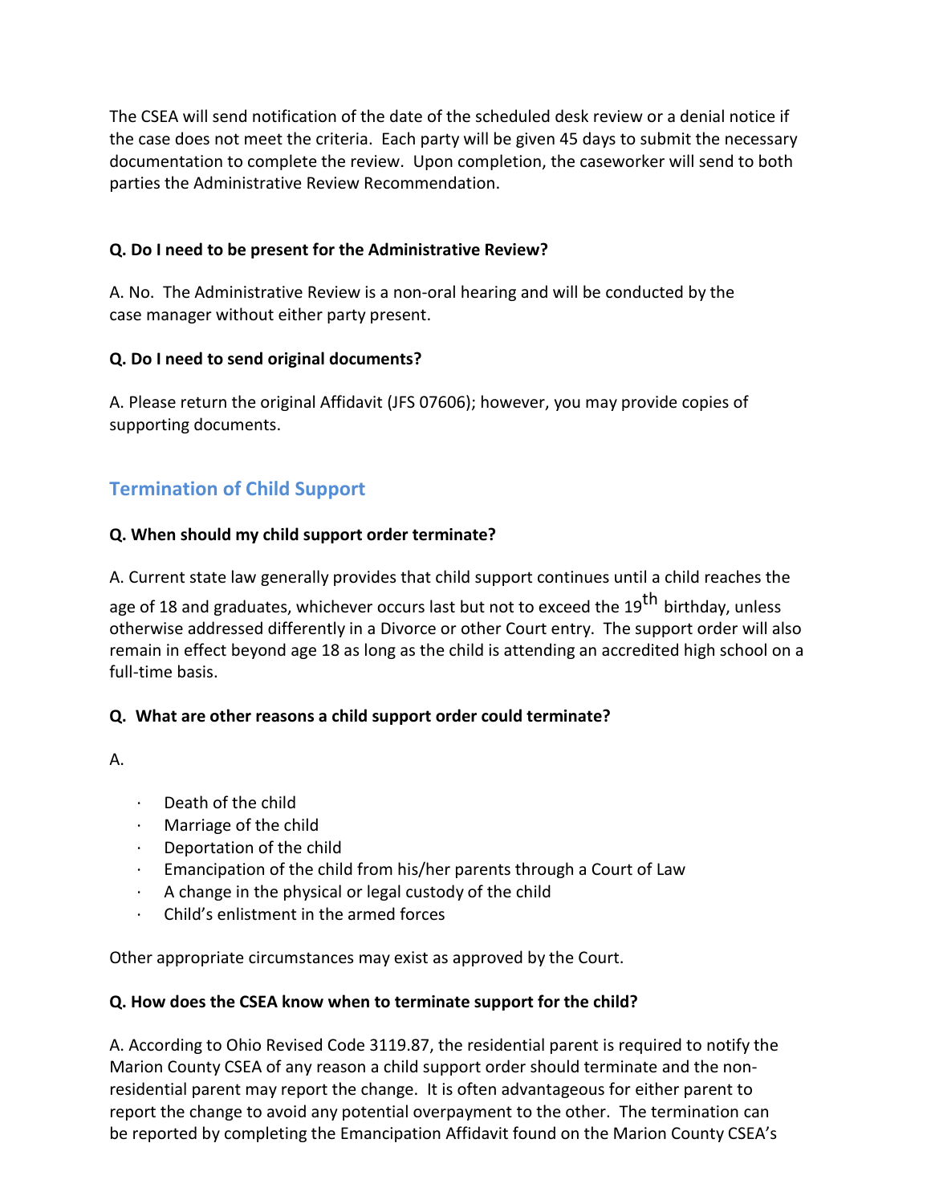The CSEA will send notification of the date of the scheduled desk review or a denial notice if the case does not meet the criteria. Each party will be given 45 days to submit the necessary documentation to complete the review. Upon completion, the caseworker will send to both parties the Administrative Review Recommendation.

**Q. Do I need to be present for the Administrative Review?**

A. No. The Administrative Review is a non-oral hearing and will be conducted by the case manager without either party present.

**Q. Do I need to send original documents?**

A. Please return the original Affidavit (JFS 07606); however, you may provide copies of supporting documents.

## Termination of Child Support

**Q. When should my child support order terminate?**

A. Current state law generally provides that child support continues until a child reaches the age of 18 and graduates, whichever occurs last but not to exceed the 19th birthday, unless otherwise addressed differently in a Divorce or other Court entry. The support order will also remain in effect beyond age 18 as long as the child is attending an accredited high school on a full-time basis.

**Q. What are other reasons a child support order could terminate?**

A.

- Death of the child
- Marriage of the child
- Deportation of the child
- Emancipation of the child from his/her parents through a Court of Law
- A change in the physical or legal custody of the child
- Child's enlistment in the armed forces

Other appropriate circumstances may exist as approved by the Court.

**Q. How does the CSEA know when to terminate support for the child?**

A. According to Ohio Revised Code 3119.87, the residential parent is required to notify the Marion County CSEA of any reason a child support order should terminate and the non-residential parent may report the change. It is often advantageous for either parent to report the change to avoid any potential overpayment to the other. The termination can be reported by completing the Emancipation Affidavit found on the Marion County CSEA's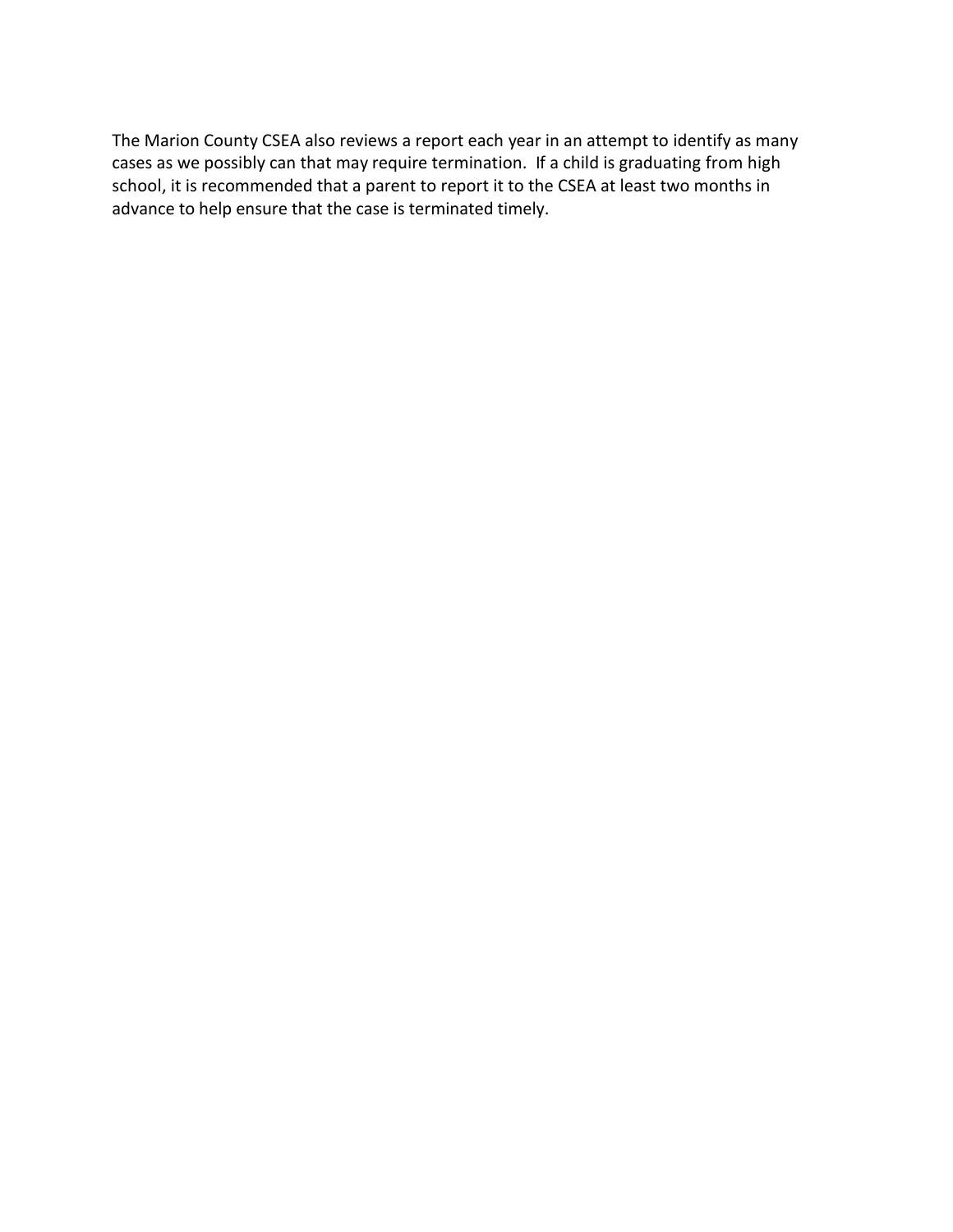The Marion County CSEA also reviews a report each year in an attempt to identify as many cases as we possibly can that may require termination. If a child is graduating from high school, it is recommended that a parent to report it to the CSEA at least two months in advance to help ensure that the case is terminated timely.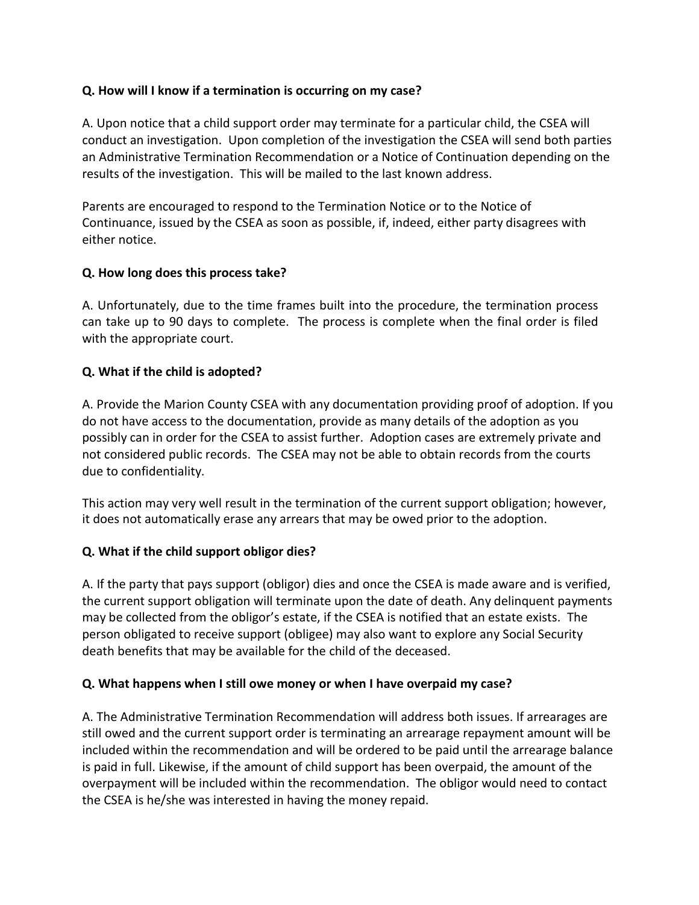**Q. How will I know if a termination is occurring on my case?**

A. Upon notice that a child support order may terminate for a particular child, the CSEA will conduct an investigation. Upon completion of the investigation the CSEA will send both parties an Administrative Termination Recommendation or a Notice of Continuation depending on the results of the investigation. This will be mailed to the last known address.

Parents are encouraged to respond to the Termination Notice or to the Notice of Continuance, issued by the CSEA as soon as possible, if, indeed, either party disagrees with either notice.

**Q. How long does this process take?**

A. Unfortunately, due to the time frames built into the procedure, the termination process can take up to 90 days to complete. The process is complete when the final order is filed with the appropriate court.

**Q. What if the child is adopted?**

A. Provide the Marion County CSEA with any documentation providing proof of adoption. If you do not have access to the documentation, provide as many details of the adoption as you possibly can in order for the CSEA to assist further. Adoption cases are extremely private and not considered public records. The CSEA may not be able to obtain records from the courts due to confidentiality.

This action may very well result in the termination of the current support obligation; however, it does not automatically erase any arrears that may be owed prior to the adoption.

**Q. What if the child support obligor dies?**

A. If the party that pays support (obligor) dies and once the CSEA is made aware and is verified, the current support obligation will terminate upon the date of death. Any delinquent payments may be collected from the obligor's estate, if the CSEA is notified that an estate exists. The person obligated to receive support (obligee) may also want to explore any Social Security death benefits that may be available for the child of the deceased.

**Q. What happens when I still owe money or when I have overpaid my case?**

A. The Administrative Termination Recommendation will address both issues. If arrearages are still owed and the current support order is terminating an arrearage repayment amount will be included within the recommendation and will be ordered to be paid until the arrearage balance is paid in full. Likewise, if the amount of child support has been overpaid, the amount of the overpayment will be included within the recommendation. The obligor would need to contact the CSEA is he/she was interested in having the money repaid.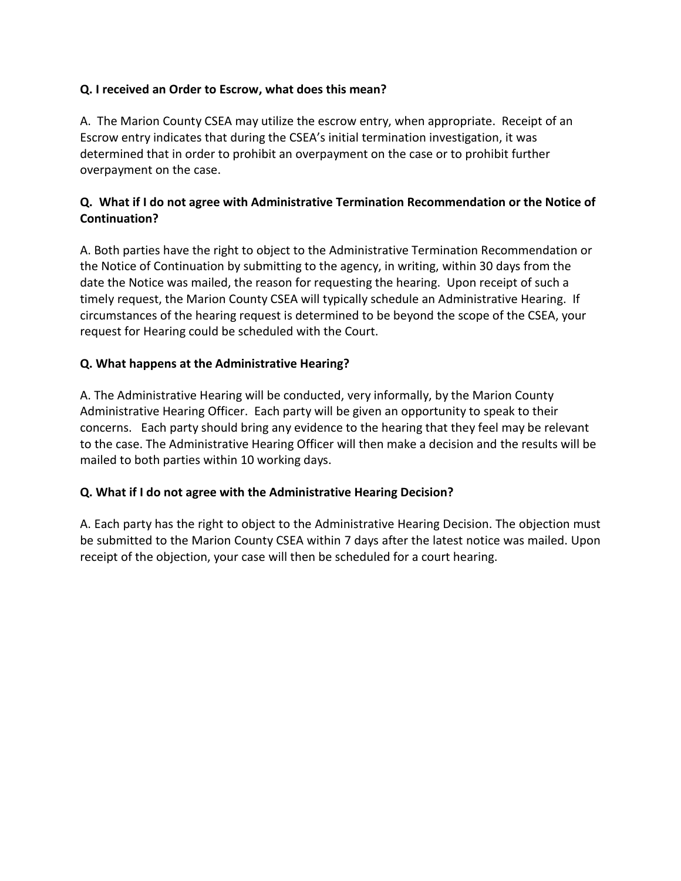**Q. I received an Order to Escrow, what does this mean?**

A. The Marion County CSEA may utilize the escrow entry, when appropriate. Receipt of an Escrow entry indicates that during the CSEA's initial termination investigation, it was determined that in order to prohibit an overpayment on the case or to prohibit further overpayment on the case.

**Q. What if I do not agree with Administrative Termination Recommendation or the Notice of Continuation?**

A. Both parties have the right to object to the Administrative Termination Recommendation or the Notice of Continuation by submitting to the agency, in writing, within 30 days from the date the Notice was mailed, the reason for requesting the hearing. Upon receipt of such a timely request, the Marion County CSEA will typically schedule an Administrative Hearing. If circumstances of the hearing request is determined to be beyond the scope of the CSEA, your request for Hearing could be scheduled with the Court.

**Q. What happens at the Administrative Hearing?**

A. The Administrative Hearing will be conducted, very informally, by the Marion County Administrative Hearing Officer. Each party will be given an opportunity to speak to their concerns. Each party should bring any evidence to the hearing that they feel may be relevant to the case. The Administrative Hearing Officer will then make a decision and the results will be mailed to both parties within 10 working days.

**Q. What if I do not agree with the Administrative Hearing Decision?**

A. Each party has the right to object to the Administrative Hearing Decision. The objection must be submitted to the Marion County CSEA within 7 days after the latest notice was mailed. Upon receipt of the objection, your case will then be scheduled for a court hearing.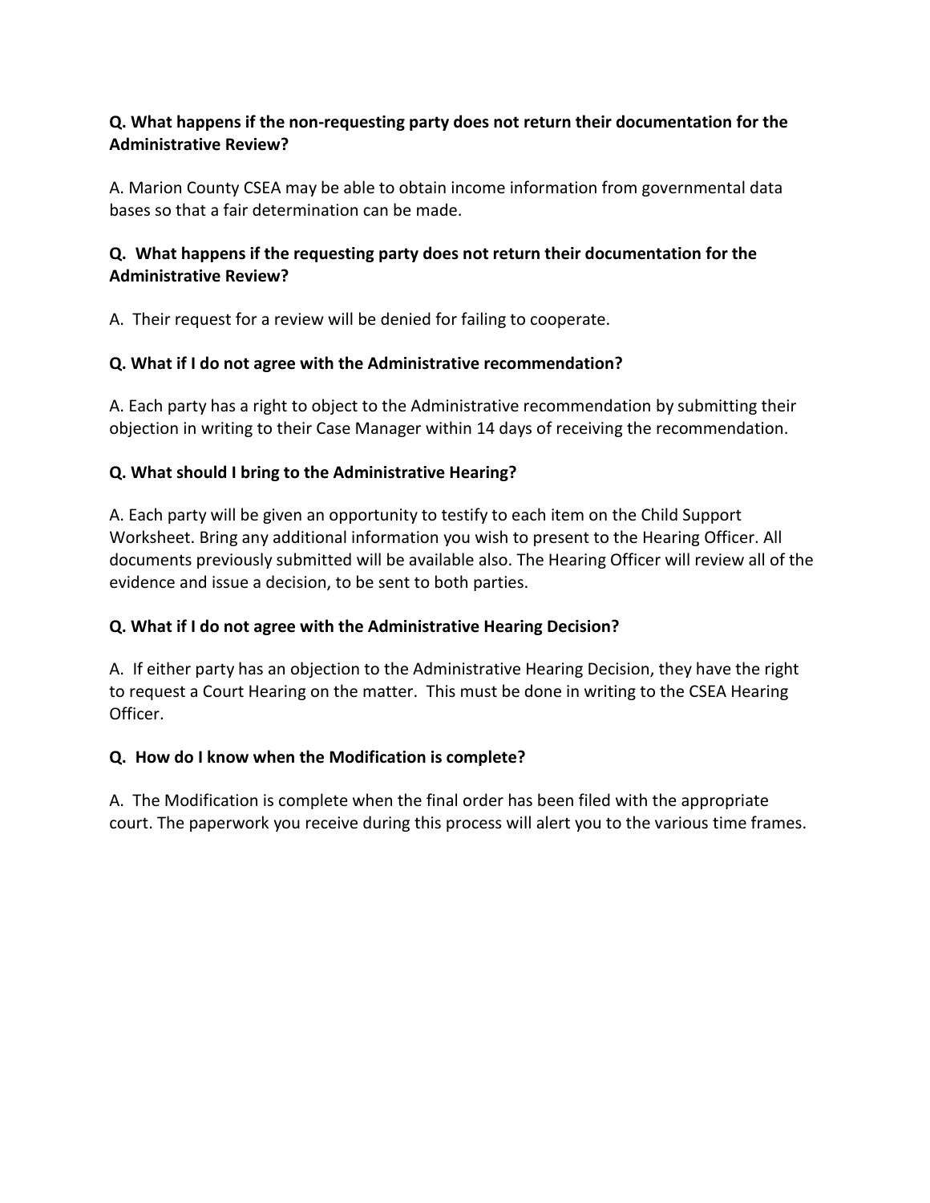**Q. What happens if the non-requesting party does not return their documentation for the Administrative Review?**

A. Marion County CSEA may be able to obtain income information from governmental data bases so that a fair determination can be made.

**Q. What happens if the requesting party does not return their documentation for the Administrative Review?**

A. Their request for a review will be denied for failing to cooperate.

**Q. What if I do not agree with the Administrative recommendation?**

A. Each party has a right to object to the Administrative recommendation by submitting their objection in writing to their Case Manager within 14 days of receiving the recommendation.

**Q. What should I bring to the Administrative Hearing?**

A. Each party will be given an opportunity to testify to each item on the Child Support Worksheet. Bring any additional information you wish to present to the Hearing Officer. All documents previously submitted will be available also. The Hearing Officer will review all of the evidence and issue a decision, to be sent to both parties.

**Q. What if I do not agree with the Administrative Hearing Decision?**

A. If either party has an objection to the Administrative Hearing Decision, they have the right to request a Court Hearing on the matter. This must be done in writing to the CSEA Hearing Officer.

**Q. How do I know when the Modification is complete?**

A. The Modification is complete when the final order has been filed with the appropriate court. The paperwork you receive during this process will alert you to the various time frames.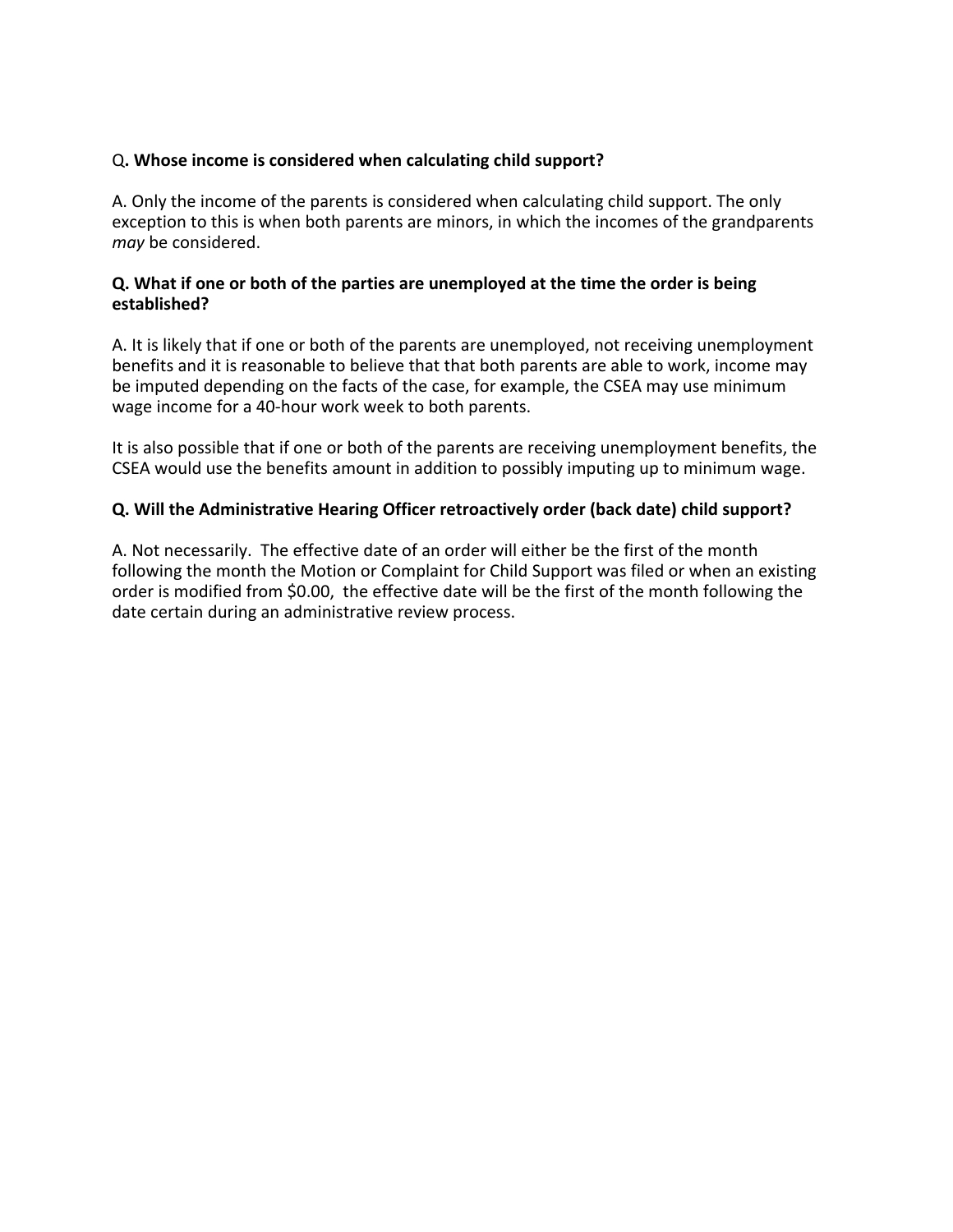Q**. Whose income is considered when calculating child support?**

A. Only the income of the parents is considered when calculating child support. The only exception to this is when both parents are minors, in which the incomes of the grandparents *may* be considered.

**Q. What if one or both of the parties are unemployed at the time the order is being established?**

A. It is likely that if one or both of the parents are unemployed, not receiving unemployment benefits and it is reasonable to believe that that both parents are able to work, income may be imputed depending on the facts of the case, for example, the CSEA may use minimum wage income for a 40-hour work week to both parents.

It is also possible that if one or both of the parents are receiving unemployment benefits, the CSEA would use the benefits amount in addition to possibly imputing up to minimum wage.

**Q. Will the Administrative Hearing Officer retroactively order (back date) child support?**

A. Not necessarily. The effective date of an order will either be the first of the month following the month the Motion or Complaint for Child Support was filed or when an existing order is modified from $0.00, the effective date will be the first of the month following the date certain during an administrative review process.